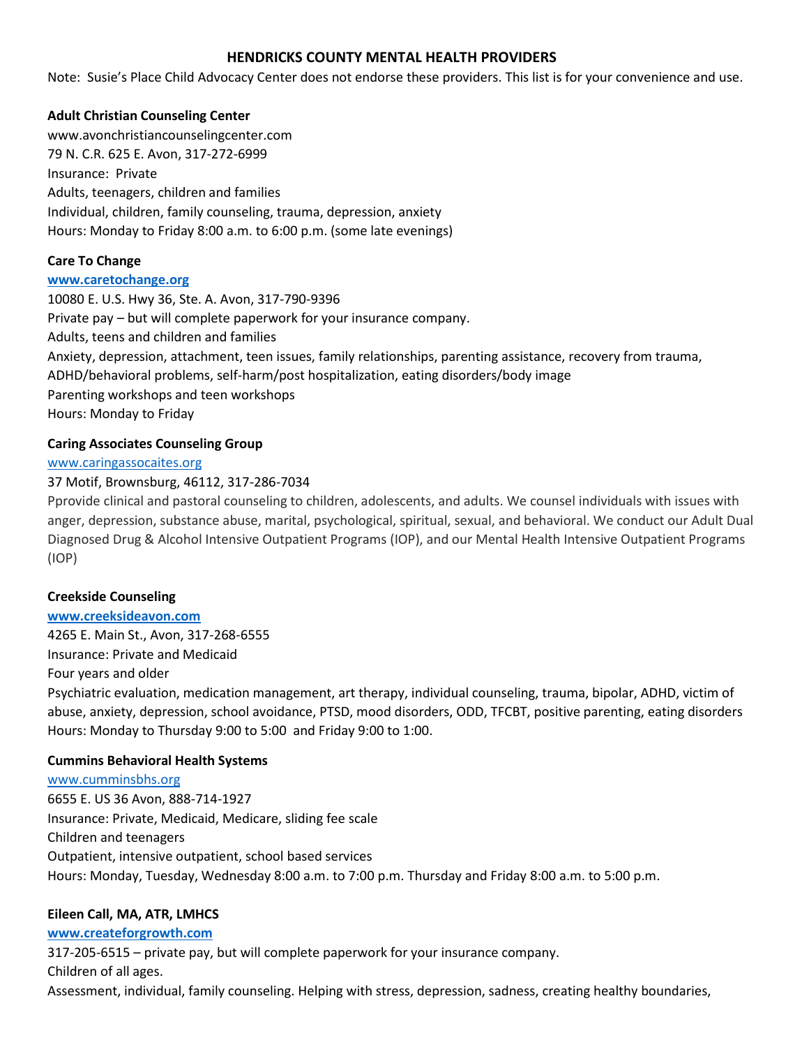# HENDRICKS COUNTY MENTAL HEALTH PROVIDERS

Note: Susie's Place Child Advocacy Center does not endorse these providers. This list is for your convenience and use.

**Adult Christian Counseling Center**
www.avonchristiancounselingcenter.com
79 N. C.R. 625 E. Avon, 317-272-6999
Insurance: Private
Adults, teenagers, children and families
Individual, children, family counseling, trauma, depression, anxiety
Hours: Monday to Friday 8:00 a.m. to 6:00 p.m. (some late evenings)

**Care To Change**
**www.caretochange.org**
10080 E. U.S. Hwy 36, Ste. A. Avon, 317-790-9396
Private pay – but will complete paperwork for your insurance company.
Adults, teens and children and families
Anxiety, depression, attachment, teen issues, family relationships, parenting assistance, recovery from trauma, ADHD/behavioral problems, self-harm/post hospitalization, eating disorders/body image
Parenting workshops and teen workshops
Hours: Monday to Friday

**Caring Associates Counseling Group**
www.caringassocaites.org
37 Motif, Brownsburg, 46112, 317-286-7034
Pprovide clinical and pastoral counseling to children, adolescents, and adults. We counsel individuals with issues with anger, depression, substance abuse, marital, psychological, spiritual, sexual, and behavioral. We conduct our Adult Dual Diagnosed Drug & Alcohol Intensive Outpatient Programs (IOP), and our Mental Health Intensive Outpatient Programs (IOP)

**Creekside Counseling**
**www.creeksideavon.com**
4265 E. Main St., Avon, 317-268-6555
Insurance: Private and Medicaid
Four years and older
Psychiatric evaluation, medication management, art therapy, individual counseling, trauma, bipolar, ADHD, victim of abuse, anxiety, depression, school avoidance, PTSD, mood disorders, ODD, TFCBT, positive parenting, eating disorders
Hours: Monday to Thursday 9:00 to 5:00 and Friday 9:00 to 1:00.

**Cummins Behavioral Health Systems**
www.cumminsbhs.org
6655 E. US 36 Avon, 888-714-1927
Insurance: Private, Medicaid, Medicare, sliding fee scale
Children and teenagers
Outpatient, intensive outpatient, school based services
Hours: Monday, Tuesday, Wednesday 8:00 a.m. to 7:00 p.m. Thursday and Friday 8:00 a.m. to 5:00 p.m.

**Eileen Call, MA, ATR, LMHCS**
**www.createforgrowth.com**
317-205-6515 – private pay, but will complete paperwork for your insurance company.
Children of all ages.
Assessment, individual, family counseling. Helping with stress, depression, sadness, creating healthy boundaries,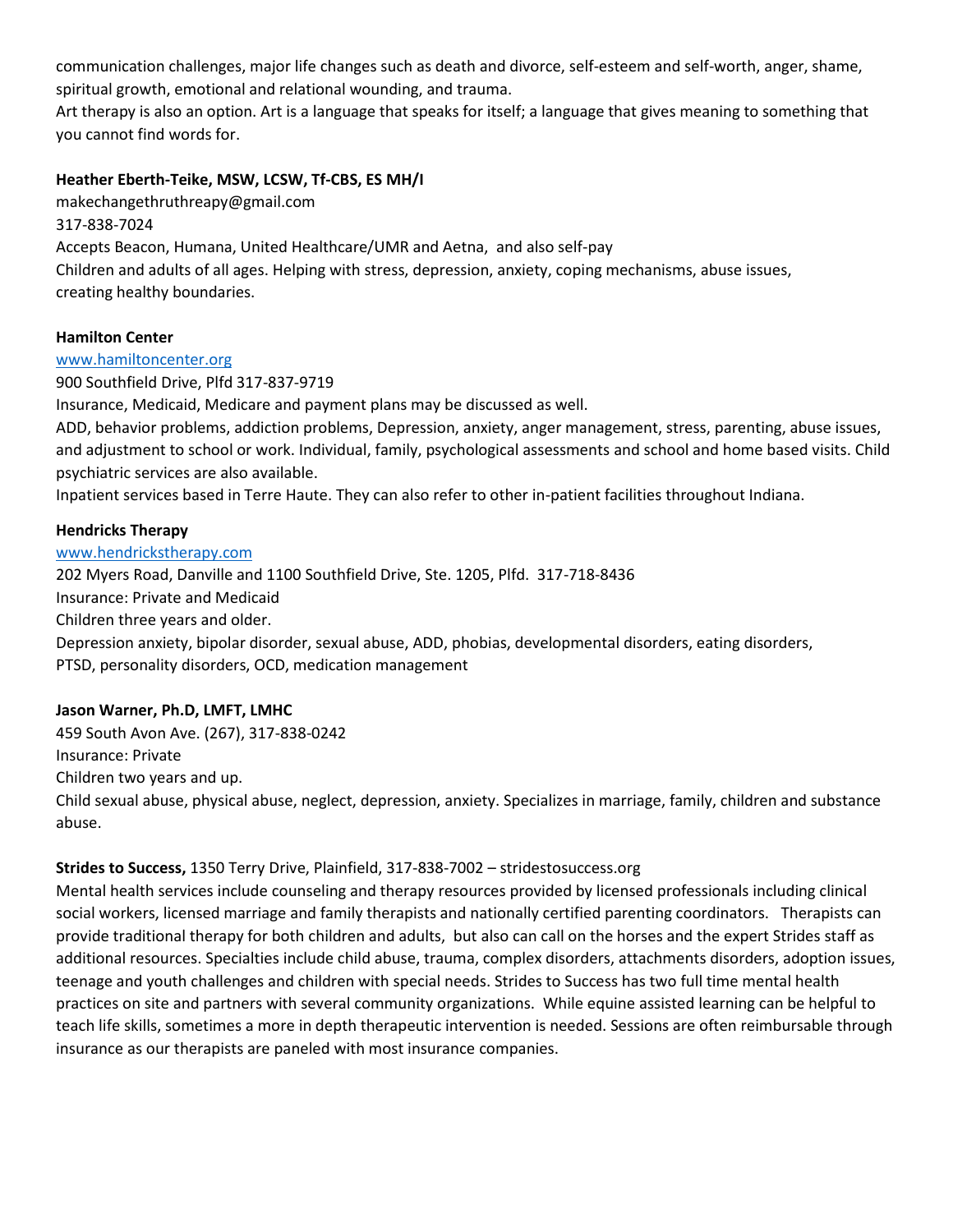communication challenges, major life changes such as death and divorce, self-esteem and self-worth, anger, shame, spiritual growth, emotional and relational wounding, and trauma.
Art therapy is also an option. Art is a language that speaks for itself; a language that gives meaning to something that you cannot find words for.

**Heather Eberth-Teike, MSW, LCSW, Tf-CBS, ES MH/I**
makechangethruthreapy@gmail.com
317-838-7024
Accepts Beacon, Humana, United Healthcare/UMR and Aetna, and also self-pay
Children and adults of all ages. Helping with stress, depression, anxiety, coping mechanisms, abuse issues, creating healthy boundaries.

**Hamilton Center**
www.hamiltoncenter.org
900 Southfield Drive, Plfd 317-837-9719
Insurance, Medicaid, Medicare and payment plans may be discussed as well.
ADD, behavior problems, addiction problems, Depression, anxiety, anger management, stress, parenting, abuse issues, and adjustment to school or work. Individual, family, psychological assessments and school and home based visits. Child psychiatric services are also available.
Inpatient services based in Terre Haute. They can also refer to other in-patient facilities throughout Indiana.

**Hendricks Therapy**
www.hendrickstherapy.com
202 Myers Road, Danville and 1100 Southfield Drive, Ste. 1205, Plfd. 317-718-8436
Insurance: Private and Medicaid
Children three years and older.
Depression anxiety, bipolar disorder, sexual abuse, ADD, phobias, developmental disorders, eating disorders, PTSD, personality disorders, OCD, medication management

**Jason Warner, Ph.D, LMFT, LMHC**
459 South Avon Ave. (267), 317-838-0242
Insurance: Private
Children two years and up.
Child sexual abuse, physical abuse, neglect, depression, anxiety. Specializes in marriage, family, children and substance abuse.

**Strides to Success,** 1350 Terry Drive, Plainfield, 317-838-7002 – stridestosuccess.org
Mental health services include counseling and therapy resources provided by licensed professionals including clinical social workers, licensed marriage and family therapists and nationally certified parenting coordinators. Therapists can provide traditional therapy for both children and adults, but also can call on the horses and the expert Strides staff as additional resources. Specialties include child abuse, trauma, complex disorders, attachments disorders, adoption issues, teenage and youth challenges and children with special needs. Strides to Success has two full time mental health practices on site and partners with several community organizations. While equine assisted learning can be helpful to teach life skills, sometimes a more in depth therapeutic intervention is needed. Sessions are often reimbursable through insurance as our therapists are paneled with most insurance companies.